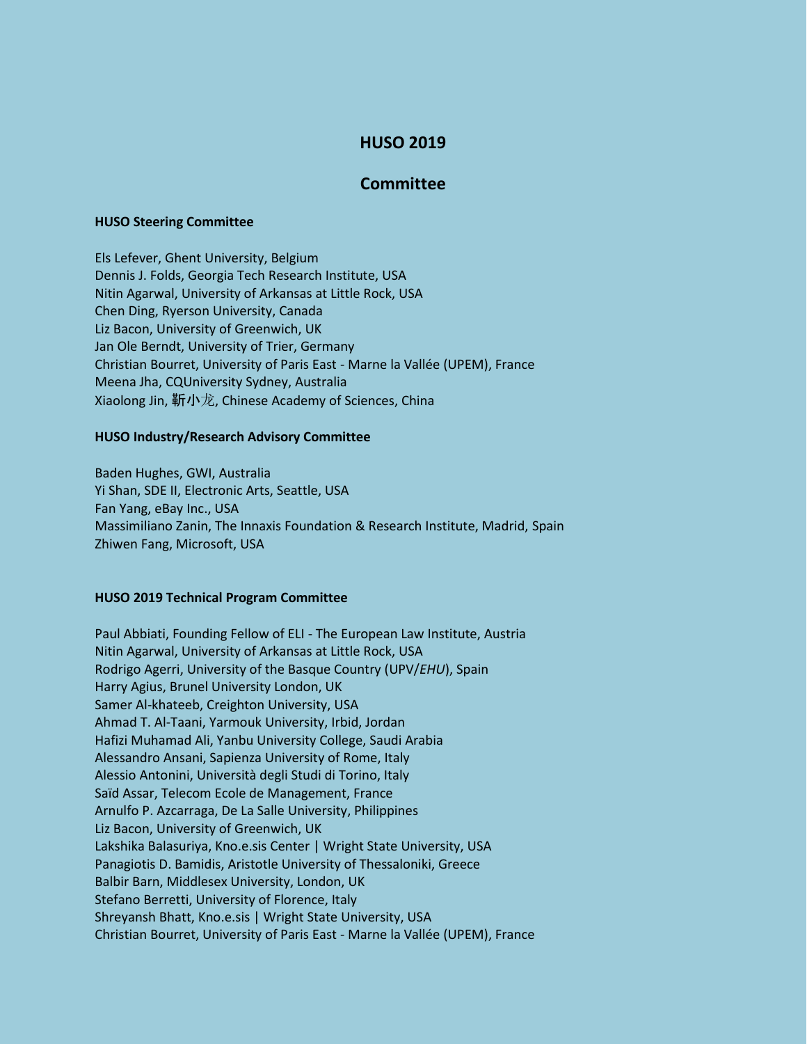# HUSO 2019

## Committee

### HUSO Steering Committee

Els Lefever, Ghent University, Belgium
Dennis J. Folds, Georgia Tech Research Institute, USA
Nitin Agarwal, University of Arkansas at Little Rock, USA
Chen Ding, Ryerson University, Canada
Liz Bacon, University of Greenwich, UK
Jan Ole Berndt, University of Trier, Germany
Christian Bourret, University of Paris East - Marne la Vallée (UPEM), France
Meena Jha, CQUniversity Sydney, Australia
Xiaolong Jin, 靳小龙, Chinese Academy of Sciences, China

### HUSO Industry/Research Advisory Committee

Baden Hughes, GWI, Australia
Yi Shan, SDE II, Electronic Arts, Seattle, USA
Fan Yang, eBay Inc., USA
Massimiliano Zanin, The Innaxis Foundation & Research Institute, Madrid, Spain
Zhiwen Fang, Microsoft, USA

### HUSO 2019 Technical Program Committee

Paul Abbiati, Founding Fellow of ELI - The European Law Institute, Austria
Nitin Agarwal, University of Arkansas at Little Rock, USA
Rodrigo Agerri, University of the Basque Country (UPV/*EHU*), Spain
Harry Agius, Brunel University London, UK
Samer Al-khateeb, Creighton University, USA
Ahmad T. Al-Taani, Yarmouk University, Irbid, Jordan
Hafizi Muhamad Ali, Yanbu University College, Saudi Arabia
Alessandro Ansani, Sapienza University of Rome, Italy
Alessio Antonini, Università degli Studi di Torino, Italy
Saïd Assar, Telecom Ecole de Management, France
Arnulfo P. Azcarraga, De La Salle University, Philippines
Liz Bacon, University of Greenwich, UK
Lakshika Balasuriya, Kno.e.sis Center | Wright State University, USA
Panagiotis D. Bamidis, Aristotle University of Thessaloniki, Greece
Balbir Barn, Middlesex University, London, UK
Stefano Berretti, University of Florence, Italy
Shreyansh Bhatt, Kno.e.sis | Wright State University, USA
Christian Bourret, University of Paris East - Marne la Vallée (UPEM), France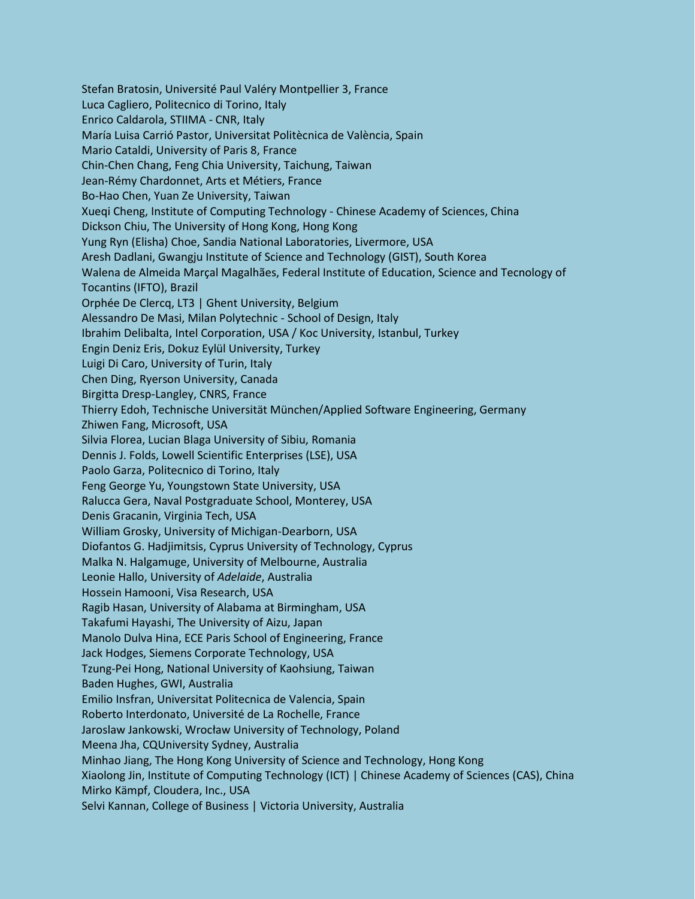Stefan Bratosin, Université Paul Valéry Montpellier 3, France
Luca Cagliero, Politecnico di Torino, Italy
Enrico Caldarola, STIIMA - CNR, Italy
María Luisa Carrió Pastor, Universitat Politècnica de València, Spain
Mario Cataldi, University of Paris 8, France
Chin-Chen Chang, Feng Chia University, Taichung, Taiwan
Jean-Rémy Chardonnet, Arts et Métiers, France
Bo-Hao Chen, Yuan Ze University, Taiwan
Xueqi Cheng, Institute of Computing Technology - Chinese Academy of Sciences, China
Dickson Chiu, The University of Hong Kong, Hong Kong
Yung Ryn (Elisha) Choe, Sandia National Laboratories, Livermore, USA
Aresh Dadlani, Gwangju Institute of Science and Technology (GIST), South Korea
Walena de Almeida Marçal Magalhães, Federal Institute of Education, Science and Tecnology of Tocantins (IFTO), Brazil
Orphée De Clercq, LT3 | Ghent University, Belgium
Alessandro De Masi, Milan Polytechnic - School of Design, Italy
Ibrahim Delibalta, Intel Corporation, USA / Koc University, Istanbul, Turkey
Engin Deniz Eris, Dokuz Eylül University, Turkey
Luigi Di Caro, University of Turin, Italy
Chen Ding, Ryerson University, Canada
Birgitta Dresp-Langley, CNRS, France
Thierry Edoh, Technische Universität München/Applied Software Engineering, Germany
Zhiwen Fang, Microsoft, USA
Silvia Florea, Lucian Blaga University of Sibiu, Romania
Dennis J. Folds, Lowell Scientific Enterprises (LSE), USA
Paolo Garza, Politecnico di Torino, Italy
Feng George Yu, Youngstown State University, USA
Ralucca Gera, Naval Postgraduate School, Monterey, USA
Denis Gracanin, Virginia Tech, USA
William Grosky, University of Michigan-Dearborn, USA
Diofantos G. Hadjimitsis, Cyprus University of Technology, Cyprus
Malka N. Halgamuge, University of Melbourne, Australia
Leonie Hallo, University of *Adelaide*, Australia
Hossein Hamooni, Visa Research, USA
Ragib Hasan, University of Alabama at Birmingham, USA
Takafumi Hayashi, The University of Aizu, Japan
Manolo Dulva Hina, ECE Paris School of Engineering, France
Jack Hodges, Siemens Corporate Technology, USA
Tzung-Pei Hong, National University of Kaohsiung, Taiwan
Baden Hughes, GWI, Australia
Emilio Insfran, Universitat Politecnica de Valencia, Spain
Roberto Interdonato, Université de La Rochelle, France
Jaroslaw Jankowski, Wrocław University of Technology, Poland
Meena Jha, CQUniversity Sydney, Australia
Minhao Jiang, The Hong Kong University of Science and Technology, Hong Kong
Xiaolong Jin, Institute of Computing Technology (ICT) | Chinese Academy of Sciences (CAS), China
Mirko Kämpf, Cloudera, Inc., USA
Selvi Kannan, College of Business | Victoria University, Australia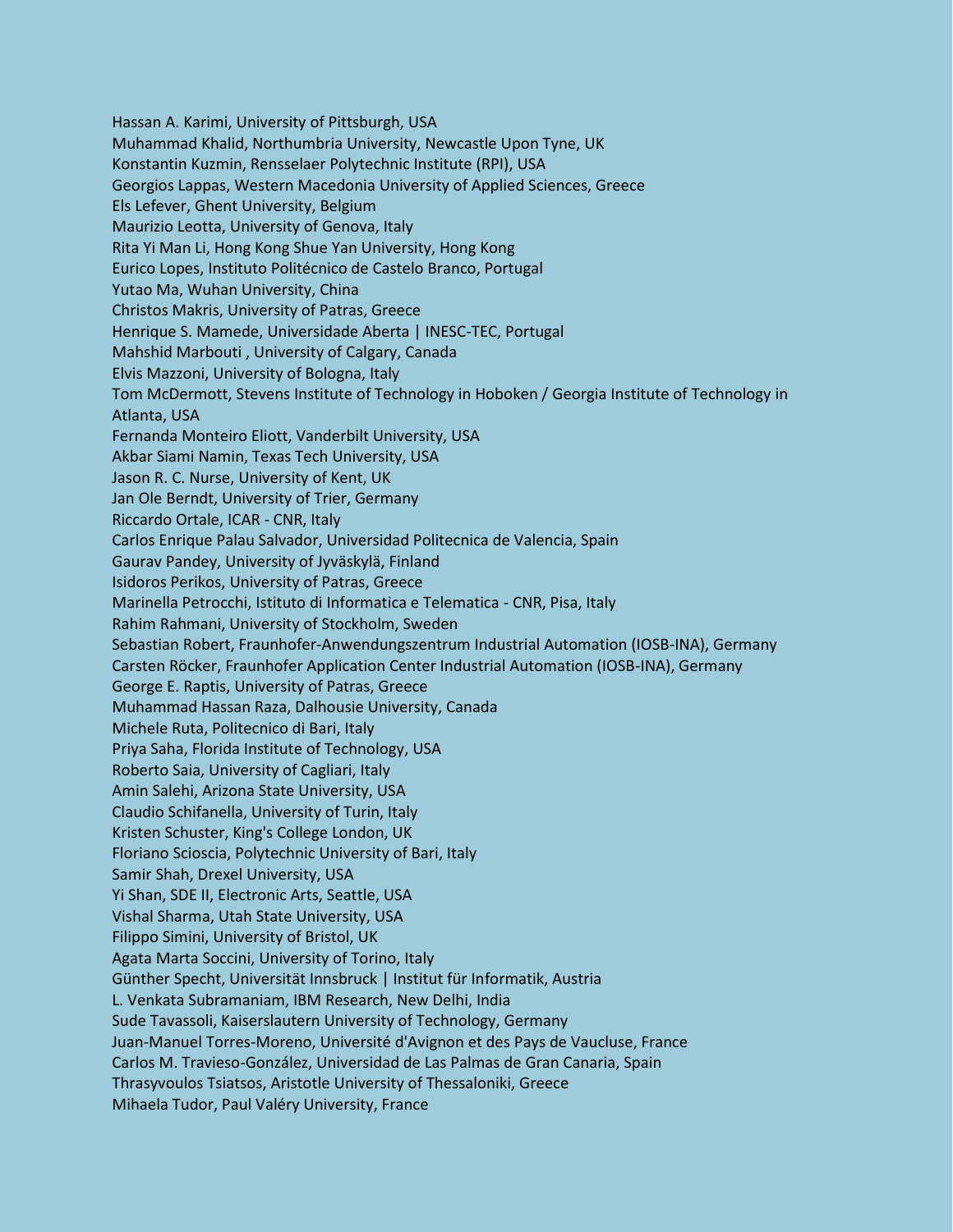Hassan A. Karimi, University of Pittsburgh, USA
Muhammad Khalid, Northumbria University, Newcastle Upon Tyne, UK
Konstantin Kuzmin, Rensselaer Polytechnic Institute (RPI), USA
Georgios Lappas, Western Macedonia University of Applied Sciences, Greece
Els Lefever, Ghent University, Belgium
Maurizio Leotta, University of Genova, Italy
Rita Yi Man Li, Hong Kong Shue Yan University, Hong Kong
Eurico Lopes, Instituto Politécnico de Castelo Branco, Portugal
Yutao Ma, Wuhan University, China
Christos Makris, University of Patras, Greece
Henrique S. Mamede, Universidade Aberta | INESC-TEC, Portugal
Mahshid Marbouti , University of Calgary, Canada
Elvis Mazzoni, University of Bologna, Italy
Tom McDermott, Stevens Institute of Technology in Hoboken / Georgia Institute of Technology in Atlanta, USA
Fernanda Monteiro Eliott, Vanderbilt University, USA
Akbar Siami Namin, Texas Tech University, USA
Jason R. C. Nurse, University of Kent, UK
Jan Ole Berndt, University of Trier, Germany
Riccardo Ortale, ICAR - CNR, Italy
Carlos Enrique Palau Salvador, Universidad Politecnica de Valencia, Spain
Gaurav Pandey, University of Jyväskylä, Finland
Isidoros Perikos, University of Patras, Greece
Marinella Petrocchi, Istituto di Informatica e Telematica - CNR, Pisa, Italy
Rahim Rahmani, University of Stockholm, Sweden
Sebastian Robert, Fraunhofer-Anwendungszentrum Industrial Automation (IOSB-INA), Germany
Carsten Röcker, Fraunhofer Application Center Industrial Automation (IOSB-INA), Germany
George E. Raptis, University of Patras, Greece
Muhammad Hassan Raza, Dalhousie University, Canada
Michele Ruta, Politecnico di Bari, Italy
Priya Saha, Florida Institute of Technology, USA
Roberto Saia, University of Cagliari, Italy
Amin Salehi, Arizona State University, USA
Claudio Schifanella, University of Turin, Italy
Kristen Schuster, King's College London, UK
Floriano Scioscia, Polytechnic University of Bari, Italy
Samir Shah, Drexel University, USA
Yi Shan, SDE II, Electronic Arts, Seattle, USA
Vishal Sharma, Utah State University, USA
Filippo Simini, University of Bristol, UK
Agata Marta Soccini, University of Torino, Italy
Günther Specht, Universität Innsbruck | Institut für Informatik, Austria
L. Venkata Subramaniam, IBM Research, New Delhi, India
Sude Tavassoli, Kaiserslautern University of Technology, Germany
Juan-Manuel Torres-Moreno, Université d'Avignon et des Pays de Vaucluse, France
Carlos M. Travieso-González, Universidad de Las Palmas de Gran Canaria, Spain
Thrasyvoulos Tsiatsos, Aristotle University of Thessaloniki, Greece
Mihaela Tudor, Paul Valéry University, France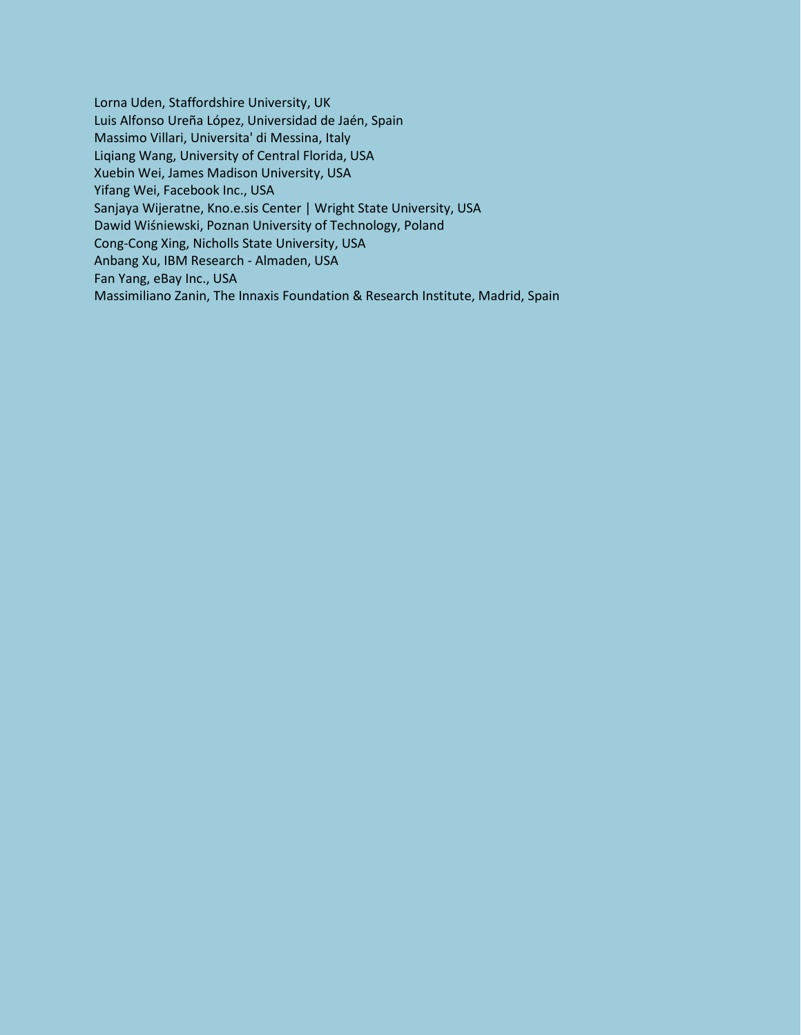Lorna Uden, Staffordshire University, UK
Luis Alfonso Ureña López, Universidad de Jaén, Spain
Massimo Villari, Universita' di Messina, Italy
Liqiang Wang, University of Central Florida, USA
Xuebin Wei, James Madison University, USA
Yifang Wei, Facebook Inc., USA
Sanjaya Wijeratne, Kno.e.sis Center | Wright State University, USA
Dawid Wiśniewski, Poznan University of Technology, Poland
Cong-Cong Xing, Nicholls State University, USA
Anbang Xu, IBM Research - Almaden, USA
Fan Yang, eBay Inc., USA
Massimiliano Zanin, The Innaxis Foundation & Research Institute, Madrid, Spain